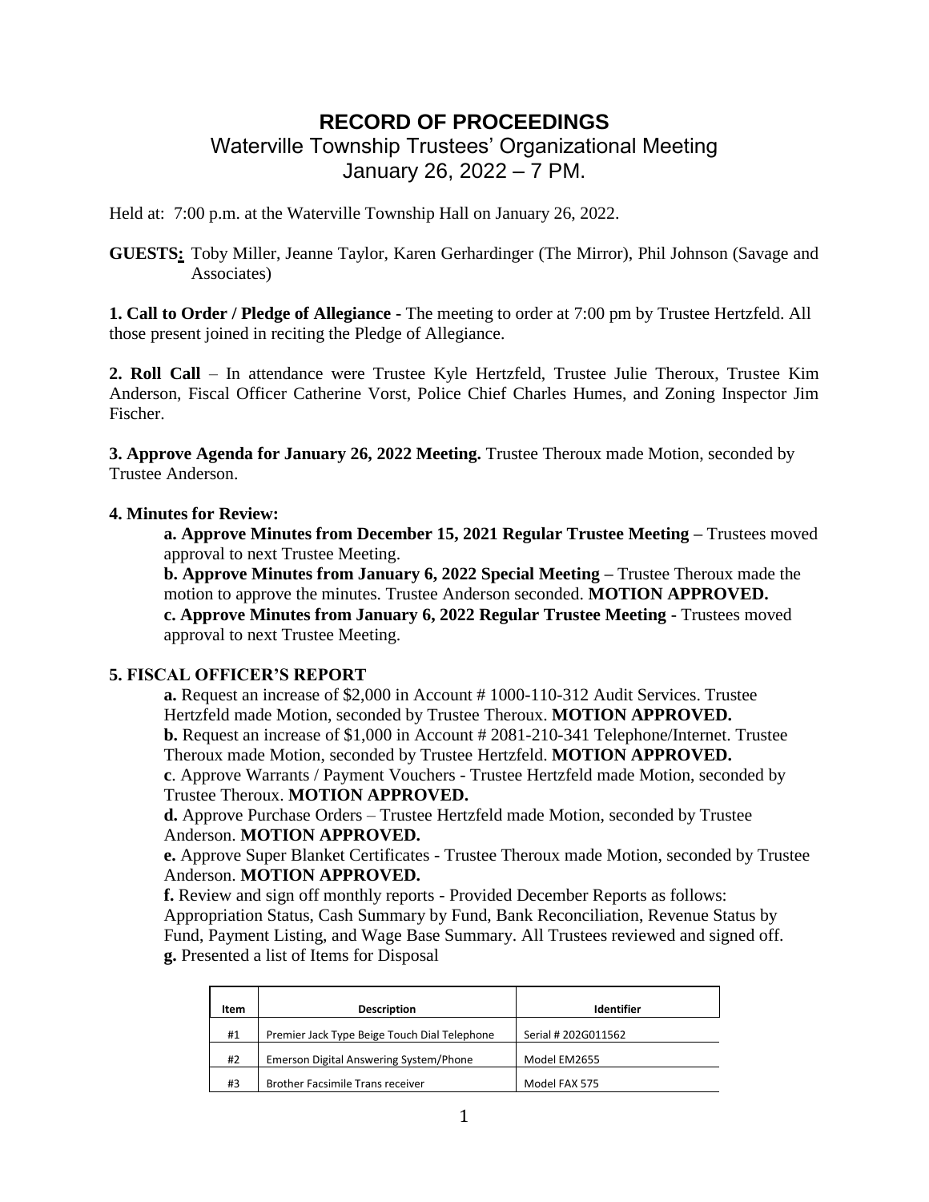# RECORD OF PROCEEDINGS

## Waterville Township Trustees' Organizational Meeting
## January 26, 2022 – 7 PM.

Held at: 7:00 p.m. at the Waterville Township Hall on January 26, 2022.

**GUESTS:** Toby Miller, Jeanne Taylor, Karen Gerhardinger (The Mirror), Phil Johnson (Savage and Associates)

**1. Call to Order / Pledge of Allegiance -** The meeting to order at 7:00 pm by Trustee Hertzfeld. All those present joined in reciting the Pledge of Allegiance.

**2. Roll Call** – In attendance were Trustee Kyle Hertzfeld, Trustee Julie Theroux, Trustee Kim Anderson, Fiscal Officer Catherine Vorst, Police Chief Charles Humes, and Zoning Inspector Jim Fischer.

**3. Approve Agenda for January 26, 2022 Meeting.** Trustee Theroux made Motion, seconded by Trustee Anderson.

**4. Minutes for Review:**

**a. Approve Minutes from December 15, 2021 Regular Trustee Meeting –** Trustees moved approval to next Trustee Meeting.

**b. Approve Minutes from January 6, 2022 Special Meeting –** Trustee Theroux made the motion to approve the minutes. Trustee Anderson seconded. **MOTION APPROVED.**

**c. Approve Minutes from January 6, 2022 Regular Trustee Meeting -** Trustees moved approval to next Trustee Meeting.

**5. FISCAL OFFICER'S REPORT**

**a.** Request an increase of $2,000 in Account # 1000-110-312 Audit Services. Trustee Hertzfeld made Motion, seconded by Trustee Theroux. **MOTION APPROVED.**

**b.** Request an increase of $1,000 in Account # 2081-210-341 Telephone/Internet. Trustee Theroux made Motion, seconded by Trustee Hertzfeld. **MOTION APPROVED.**

**c**. Approve Warrants / Payment Vouchers - Trustee Hertzfeld made Motion, seconded by Trustee Theroux. **MOTION APPROVED.**

**d.** Approve Purchase Orders – Trustee Hertzfeld made Motion, seconded by Trustee Anderson. **MOTION APPROVED.**

**e.** Approve Super Blanket Certificates - Trustee Theroux made Motion, seconded by Trustee Anderson. **MOTION APPROVED.**

**f.** Review and sign off monthly reports - Provided December Reports as follows: Appropriation Status, Cash Summary by Fund, Bank Reconciliation, Revenue Status by Fund, Payment Listing, and Wage Base Summary. All Trustees reviewed and signed off.

**g.** Presented a list of Items for Disposal

| Item | Description | Identifier |
|---|---|---|
| #1 | Premier Jack Type Beige Touch Dial Telephone | Serial # 202G011562 |
| #2 | Emerson Digital Answering System/Phone | Model EM2655 |
| #3 | Brother Facsimile Trans receiver | Model FAX 575 |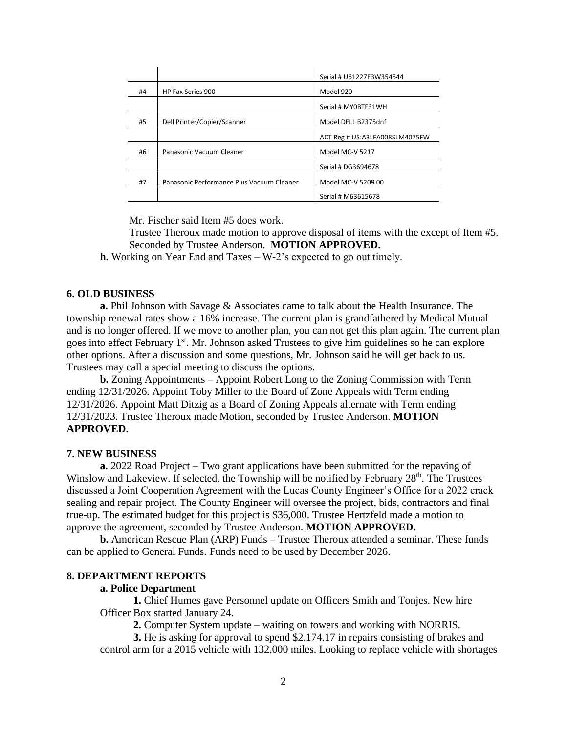|  |  | Serial # U61227E3W354544 |
| --- | --- | --- |
| #4 | HP Fax Series 900 | Model 920 |
|  |  | Serial # MY0BTF31WH |
| #5 | Dell Printer/Copier/Scanner | Model DELL B2375dnf |
|  |  | ACT Reg # US:A3LFA008SLM4075FW |
| #6 | Panasonic Vacuum Cleaner | Model MC-V 5217 |
|  |  | Serial # DG3694678 |
| #7 | Panasonic Performance Plus Vacuum Cleaner | Model MC-V 5209 00 |
|  |  | Serial # M63615678 |

Mr. Fischer said Item #5 does work.

Trustee Theroux made motion to approve disposal of items with the except of Item #5. Seconded by Trustee Anderson. **MOTION APPROVED.**

**h.** Working on Year End and Taxes – W-2's expected to go out timely.

**6. OLD BUSINESS**

**a.** Phil Johnson with Savage & Associates came to talk about the Health Insurance. The township renewal rates show a 16% increase. The current plan is grandfathered by Medical Mutual and is no longer offered. If we move to another plan, you can not get this plan again. The current plan goes into effect February 1st. Mr. Johnson asked Trustees to give him guidelines so he can explore other options. After a discussion and some questions, Mr. Johnson said he will get back to us. Trustees may call a special meeting to discuss the options.

**b.** Zoning Appointments – Appoint Robert Long to the Zoning Commission with Term ending 12/31/2026. Appoint Toby Miller to the Board of Zone Appeals with Term ending 12/31/2026. Appoint Matt Ditzig as a Board of Zoning Appeals alternate with Term ending 12/31/2023. Trustee Theroux made Motion, seconded by Trustee Anderson. **MOTION APPROVED.**

**7. NEW BUSINESS**

**a.** 2022 Road Project – Two grant applications have been submitted for the repaving of Winslow and Lakeview. If selected, the Township will be notified by February 28th. The Trustees discussed a Joint Cooperation Agreement with the Lucas County Engineer's Office for a 2022 crack sealing and repair project. The County Engineer will oversee the project, bids, contractors and final true-up. The estimated budget for this project is $36,000. Trustee Hertzfeld made a motion to approve the agreement, seconded by Trustee Anderson. **MOTION APPROVED.**

**b.** American Rescue Plan (ARP) Funds – Trustee Theroux attended a seminar. These funds can be applied to General Funds. Funds need to be used by December 2026.

**8. DEPARTMENT REPORTS**

**a. Police Department**

**1.** Chief Humes gave Personnel update on Officers Smith and Tonjes. New hire Officer Box started January 24.

**2.** Computer System update – waiting on towers and working with NORRIS.

**3.** He is asking for approval to spend $2,174.17 in repairs consisting of brakes and control arm for a 2015 vehicle with 132,000 miles. Looking to replace vehicle with shortages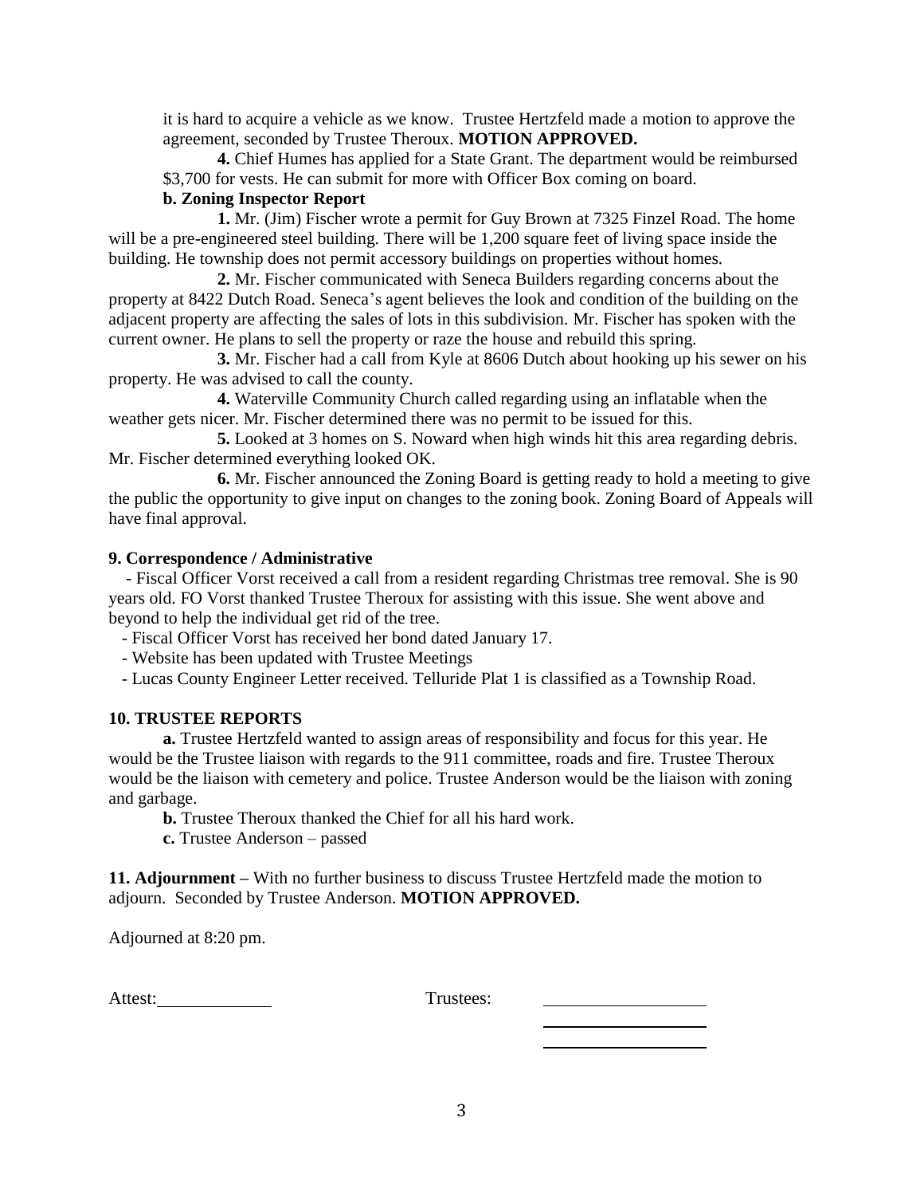it is hard to acquire a vehicle as we know. Trustee Hertzfeld made a motion to approve the agreement, seconded by Trustee Theroux. **MOTION APPROVED.**

**4.** Chief Humes has applied for a State Grant. The department would be reimbursed $3,700 for vests. He can submit for more with Officer Box coming on board.

**b. Zoning Inspector Report**

**1.** Mr. (Jim) Fischer wrote a permit for Guy Brown at 7325 Finzel Road. The home will be a pre-engineered steel building. There will be 1,200 square feet of living space inside the building. He township does not permit accessory buildings on properties without homes.

**2.** Mr. Fischer communicated with Seneca Builders regarding concerns about the property at 8422 Dutch Road. Seneca's agent believes the look and condition of the building on the adjacent property are affecting the sales of lots in this subdivision. Mr. Fischer has spoken with the current owner. He plans to sell the property or raze the house and rebuild this spring.

**3.** Mr. Fischer had a call from Kyle at 8606 Dutch about hooking up his sewer on his property. He was advised to call the county.

**4.** Waterville Community Church called regarding using an inflatable when the weather gets nicer. Mr. Fischer determined there was no permit to be issued for this.

**5.** Looked at 3 homes on S. Noward when high winds hit this area regarding debris. Mr. Fischer determined everything looked OK.

**6.** Mr. Fischer announced the Zoning Board is getting ready to hold a meeting to give the public the opportunity to give input on changes to the zoning book. Zoning Board of Appeals will have final approval.

**9. Correspondence / Administrative**

- Fiscal Officer Vorst received a call from a resident regarding Christmas tree removal. She is 90 years old. FO Vorst thanked Trustee Theroux for assisting with this issue. She went above and beyond to help the individual get rid of the tree.
- Fiscal Officer Vorst has received her bond dated January 17.
- Website has been updated with Trustee Meetings
- Lucas County Engineer Letter received. Telluride Plat 1 is classified as a Township Road.

**10. TRUSTEE REPORTS**

**a.** Trustee Hertzfeld wanted to assign areas of responsibility and focus for this year. He would be the Trustee liaison with regards to the 911 committee, roads and fire. Trustee Theroux would be the liaison with cemetery and police. Trustee Anderson would be the liaison with zoning and garbage.

**b.** Trustee Theroux thanked the Chief for all his hard work.

**c.** Trustee Anderson – passed

**11. Adjournment –** With no further business to discuss Trustee Hertzfeld made the motion to adjourn. Seconded by Trustee Anderson. **MOTION APPROVED.**

Adjourned at 8:20 pm.

Attest:\_\_\_\_\_\_\_\_\_\_\_\_ Trustees: \_\_\_\_\_\_\_\_\_\_\_\_\_\_\_\_

\_\_\_\_\_\_\_\_\_\_\_\_\_\_\_\_

\_\_\_\_\_\_\_\_\_\_\_\_\_\_\_\_